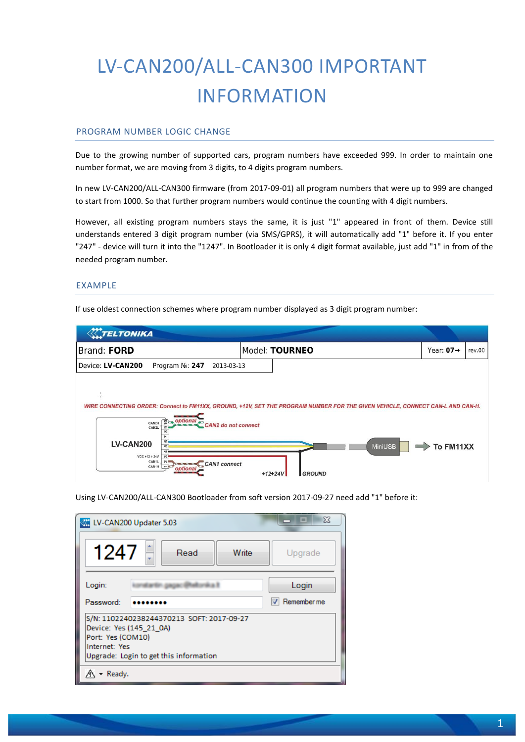# LV-CAN200/ALL-CAN300 IMPORTANT INFORMATION

## PROGRAM NUMBER LOGIC CHANGE

Due to the growing number of supported cars, program numbers have exceeded 999. In order to maintain one number format, we are moving from 3 digits, to 4 digits program numbers.

In new LV-CAN200/ALL-CAN300 firmware (from 2017-09-01) all program numbers that were up to 999 are changed to start from 1000. So that further program numbers would continue the counting with 4 digit numbers.

However, all existing program numbers stays the same, it is just "1" appeared in front of them. Device still understands entered 3 digit program number (via SMS/GPRS), it will automatically add "1" before it. If you enter "247" - device will turn it into the "1247". In Bootloader it is only 4 digit format available, just add "1" in from of the needed program number.

## EXAMPLE

If use oldest connection schemes where program number displayed as 3 digit program number:

| Brand: **FORD** | Model: **TOURNEO** | Year: **07→** | rev.00 |
| --- | --- | --- | --- |
| Device: **LV-CAN200** Program №: **247** 2013-03-13 | | | |

WIRE CONNECTING ORDER: Connect to FM11XX, GROUND, +12V, SET THE PROGRAM NUMBER FOR THE GIVEN VEHICLE, CONNECT CAN-L AND CAN-H.

Using LV-CAN200/ALL-CAN300 Bootloader from soft version 2017-09-27 need add "1" before it: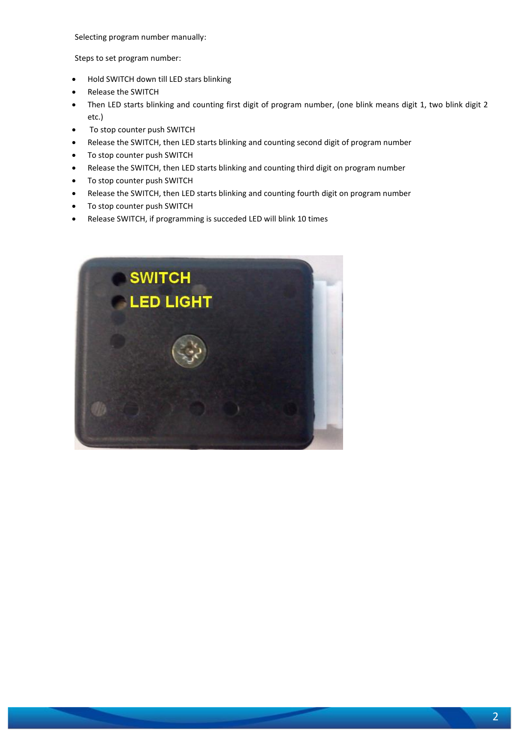Selecting program number manually:

Steps to set program number:

- Hold SWITCH down till LED stars blinking
- Release the SWITCH
- Then LED starts blinking and counting first digit of program number, (one blink means digit 1, two blink digit 2 etc.)
- To stop counter push SWITCH
- Release the SWITCH, then LED starts blinking and counting second digit of program number
- To stop counter push SWITCH
- Release the SWITCH, then LED starts blinking and counting third digit on program number
- To stop counter push SWITCH
- Release the SWITCH, then LED starts blinking and counting fourth digit on program number
- To stop counter push SWITCH
- Release SWITCH, if programming is succeded LED will blink 10 times